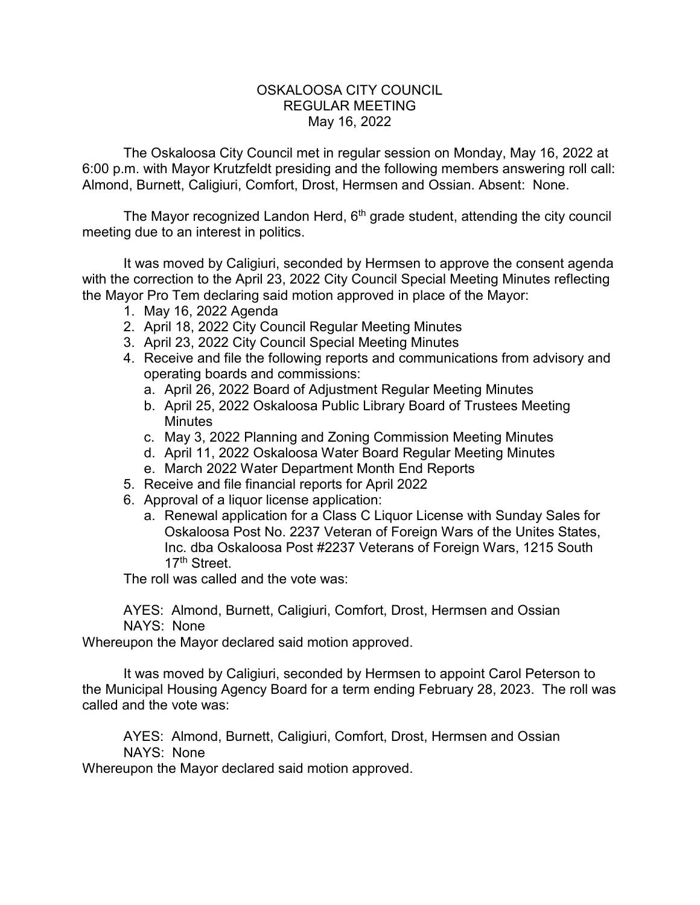# OSKALOOSA CITY COUNCIL
## REGULAR MEETING
## May 16, 2022

The Oskaloosa City Council met in regular session on Monday, May 16, 2022 at 6:00 p.m. with Mayor Krutzfeldt presiding and the following members answering roll call: Almond, Burnett, Caligiuri, Comfort, Drost, Hermsen and Ossian. Absent: None.

The Mayor recognized Landon Herd, 6th grade student, attending the city council meeting due to an interest in politics.

It was moved by Caligiuri, seconded by Hermsen to approve the consent agenda with the correction to the April 23, 2022 City Council Special Meeting Minutes reflecting the Mayor Pro Tem declaring said motion approved in place of the Mayor:

1. May 16, 2022 Agenda
2. April 18, 2022 City Council Regular Meeting Minutes
3. April 23, 2022 City Council Special Meeting Minutes
4. Receive and file the following reports and communications from advisory and operating boards and commissions:
   a. April 26, 2022 Board of Adjustment Regular Meeting Minutes
   b. April 25, 2022 Oskaloosa Public Library Board of Trustees Meeting Minutes
   c. May 3, 2022 Planning and Zoning Commission Meeting Minutes
   d. April 11, 2022 Oskaloosa Water Board Regular Meeting Minutes
   e. March 2022 Water Department Month End Reports
5. Receive and file financial reports for April 2022
6. Approval of a liquor license application:
   a. Renewal application for a Class C Liquor License with Sunday Sales for Oskaloosa Post No. 2237 Veteran of Foreign Wars of the Unites States, Inc. dba Oskaloosa Post #2237 Veterans of Foreign Wars, 1215 South 17th Street.

The roll was called and the vote was:

AYES: Almond, Burnett, Caligiuri, Comfort, Drost, Hermsen and Ossian
NAYS: None

Whereupon the Mayor declared said motion approved.

It was moved by Caligiuri, seconded by Hermsen to appoint Carol Peterson to the Municipal Housing Agency Board for a term ending February 28, 2023. The roll was called and the vote was:

AYES: Almond, Burnett, Caligiuri, Comfort, Drost, Hermsen and Ossian
NAYS: None

Whereupon the Mayor declared said motion approved.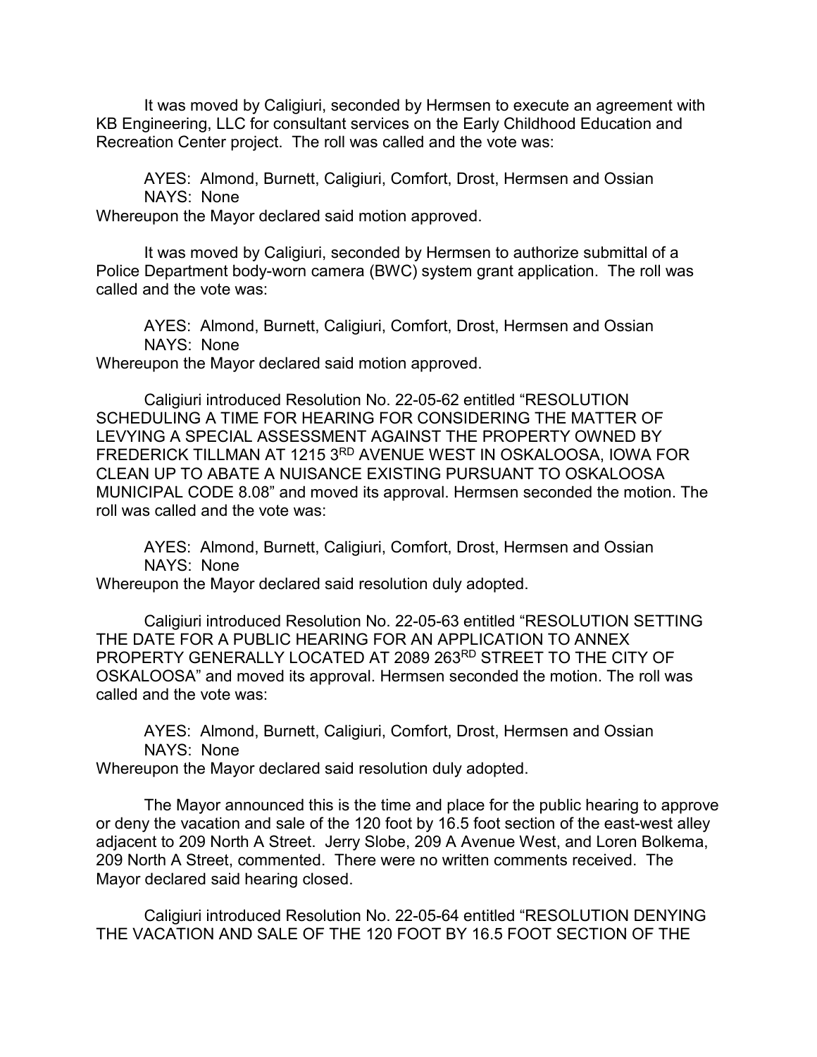It was moved by Caligiuri, seconded by Hermsen to execute an agreement with KB Engineering, LLC for consultant services on the Early Childhood Education and Recreation Center project. The roll was called and the vote was:

AYES: Almond, Burnett, Caligiuri, Comfort, Drost, Hermsen and Ossian
NAYS: None
Whereupon the Mayor declared said motion approved.

It was moved by Caligiuri, seconded by Hermsen to authorize submittal of a Police Department body-worn camera (BWC) system grant application. The roll was called and the vote was:

AYES: Almond, Burnett, Caligiuri, Comfort, Drost, Hermsen and Ossian
NAYS: None
Whereupon the Mayor declared said motion approved.

Caligiuri introduced Resolution No. 22-05-62 entitled "RESOLUTION SCHEDULING A TIME FOR HEARING FOR CONSIDERING THE MATTER OF LEVYING A SPECIAL ASSESSMENT AGAINST THE PROPERTY OWNED BY FREDERICK TILLMAN AT 1215 3RD AVENUE WEST IN OSKALOOSA, IOWA FOR CLEAN UP TO ABATE A NUISANCE EXISTING PURSUANT TO OSKALOOSA MUNICIPAL CODE 8.08" and moved its approval. Hermsen seconded the motion. The roll was called and the vote was:

AYES: Almond, Burnett, Caligiuri, Comfort, Drost, Hermsen and Ossian
NAYS: None
Whereupon the Mayor declared said resolution duly adopted.

Caligiuri introduced Resolution No. 22-05-63 entitled "RESOLUTION SETTING THE DATE FOR A PUBLIC HEARING FOR AN APPLICATION TO ANNEX PROPERTY GENERALLY LOCATED AT 2089 263RD STREET TO THE CITY OF OSKALOOSA" and moved its approval. Hermsen seconded the motion. The roll was called and the vote was:

AYES: Almond, Burnett, Caligiuri, Comfort, Drost, Hermsen and Ossian
NAYS: None
Whereupon the Mayor declared said resolution duly adopted.

The Mayor announced this is the time and place for the public hearing to approve or deny the vacation and sale of the 120 foot by 16.5 foot section of the east-west alley adjacent to 209 North A Street. Jerry Slobe, 209 A Avenue West, and Loren Bolkema, 209 North A Street, commented. There were no written comments received. The Mayor declared said hearing closed.

Caligiuri introduced Resolution No. 22-05-64 entitled "RESOLUTION DENYING THE VACATION AND SALE OF THE 120 FOOT BY 16.5 FOOT SECTION OF THE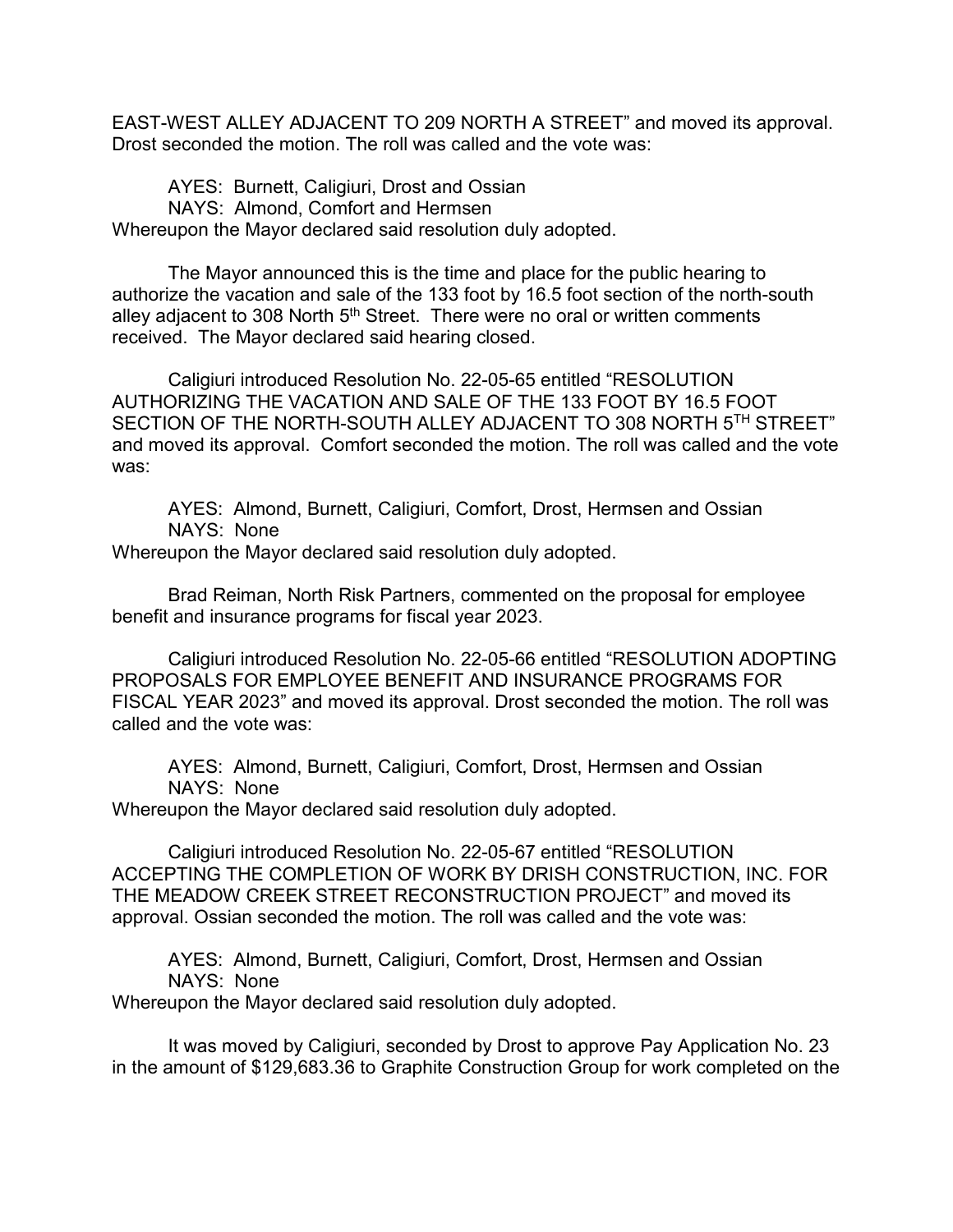EAST-WEST ALLEY ADJACENT TO 209 NORTH A STREET" and moved its approval. Drost seconded the motion. The roll was called and the vote was:

AYES: Burnett, Caligiuri, Drost and Ossian
NAYS: Almond, Comfort and Hermsen
Whereupon the Mayor declared said resolution duly adopted.

The Mayor announced this is the time and place for the public hearing to authorize the vacation and sale of the 133 foot by 16.5 foot section of the north-south alley adjacent to 308 North 5th Street. There were no oral or written comments received. The Mayor declared said hearing closed.

Caligiuri introduced Resolution No. 22-05-65 entitled "RESOLUTION AUTHORIZING THE VACATION AND SALE OF THE 133 FOOT BY 16.5 FOOT SECTION OF THE NORTH-SOUTH ALLEY ADJACENT TO 308 NORTH 5TH STREET" and moved its approval. Comfort seconded the motion. The roll was called and the vote was:

AYES: Almond, Burnett, Caligiuri, Comfort, Drost, Hermsen and Ossian
NAYS: None
Whereupon the Mayor declared said resolution duly adopted.

Brad Reiman, North Risk Partners, commented on the proposal for employee benefit and insurance programs for fiscal year 2023.

Caligiuri introduced Resolution No. 22-05-66 entitled "RESOLUTION ADOPTING PROPOSALS FOR EMPLOYEE BENEFIT AND INSURANCE PROGRAMS FOR FISCAL YEAR 2023" and moved its approval. Drost seconded the motion. The roll was called and the vote was:

AYES: Almond, Burnett, Caligiuri, Comfort, Drost, Hermsen and Ossian
NAYS: None
Whereupon the Mayor declared said resolution duly adopted.

Caligiuri introduced Resolution No. 22-05-67 entitled "RESOLUTION ACCEPTING THE COMPLETION OF WORK BY DRISH CONSTRUCTION, INC. FOR THE MEADOW CREEK STREET RECONSTRUCTION PROJECT" and moved its approval. Ossian seconded the motion. The roll was called and the vote was:

AYES: Almond, Burnett, Caligiuri, Comfort, Drost, Hermsen and Ossian
NAYS: None
Whereupon the Mayor declared said resolution duly adopted.

It was moved by Caligiuri, seconded by Drost to approve Pay Application No. 23 in the amount of $129,683.36 to Graphite Construction Group for work completed on the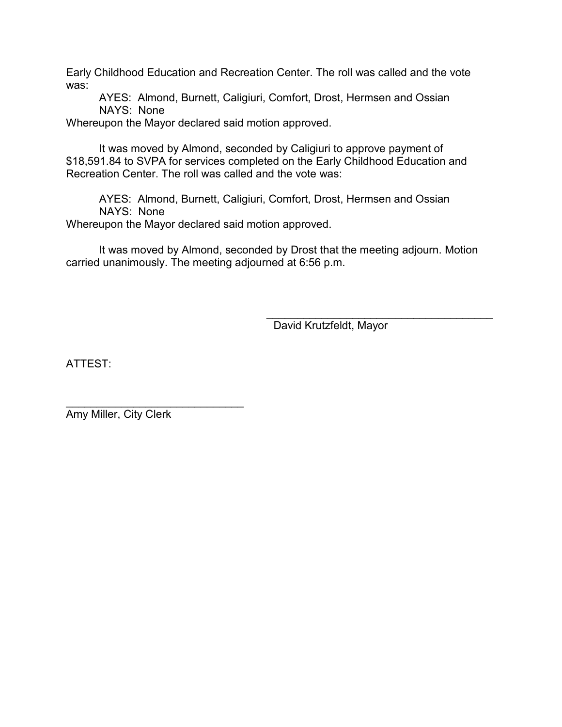Early Childhood Education and Recreation Center. The roll was called and the vote was:

AYES: Almond, Burnett, Caligiuri, Comfort, Drost, Hermsen and Ossian
NAYS: None

Whereupon the Mayor declared said motion approved.

It was moved by Almond, seconded by Caligiuri to approve payment of $18,591.84 to SVPA for services completed on the Early Childhood Education and Recreation Center. The roll was called and the vote was:

AYES: Almond, Burnett, Caligiuri, Comfort, Drost, Hermsen and Ossian
NAYS: None

Whereupon the Mayor declared said motion approved.

It was moved by Almond, seconded by Drost that the meeting adjourn. Motion carried unanimously. The meeting adjourned at 6:56 p.m.

_______________________________________
David Krutzfeldt, Mayor

ATTEST:

_______________________________
Amy Miller, City Clerk